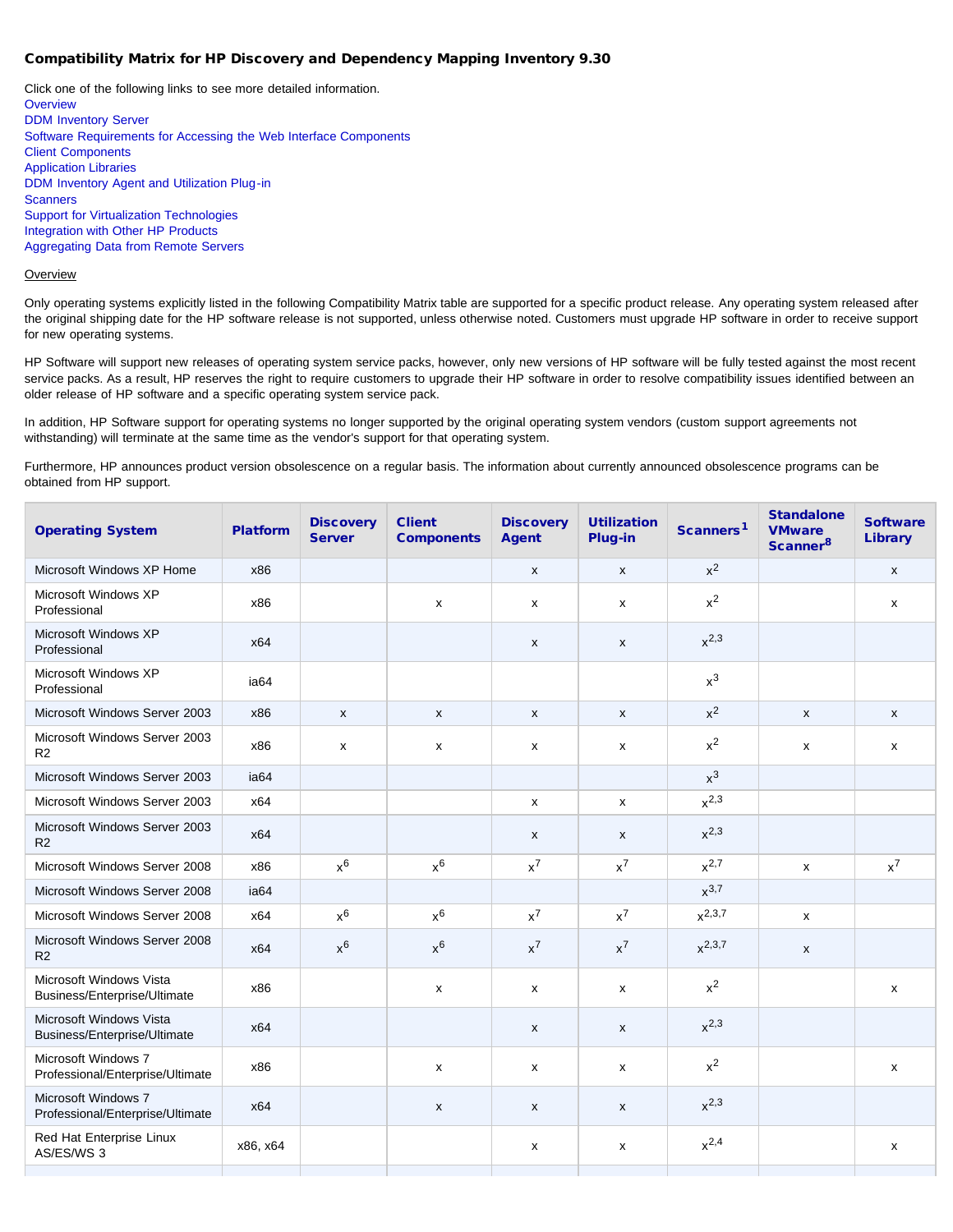## Compatibility Matrix for HP Discovery and Dependency Mapping Inventory 9.30

Click one of the following links to see more detailed information.

Overview
DDM Inventory Server
Software Requirements for Accessing the Web Interface Components
Client Components
Application Libraries
DDM Inventory Agent and Utilization Plug-in
Scanners
Support for Virtualization Technologies
Integration with Other HP Products
Aggregating Data from Remote Servers

Overview

Only operating systems explicitly listed in the following Compatibility Matrix table are supported for a specific product release. Any operating system released after the original shipping date for the HP software release is not supported, unless otherwise noted. Customers must upgrade HP software in order to receive support for new operating systems.

HP Software will support new releases of operating system service packs, however, only new versions of HP software will be fully tested against the most recent service packs. As a result, HP reserves the right to require customers to upgrade their HP software in order to resolve compatibility issues identified between an older release of HP software and a specific operating system service pack.

In addition, HP Software support for operating systems no longer supported by the original operating system vendors (custom support agreements not withstanding) will terminate at the same time as the vendor's support for that operating system.

Furthermore, HP announces product version obsolescence on a regular basis. The information about currently announced obsolescence programs can be obtained from HP support.

| Operating System | Platform | Discovery Server | Client Components | Discovery Agent | Utilization Plug-in | Scanners[1] | Standalone VMware Scanner[8] | Software Library |
|---|---|---|---|---|---|---|---|---|
| Microsoft Windows XP Home | x86 | | | x | x | x[2] | | x |
| Microsoft Windows XP Professional | x86 | | x | x | x | x[2] | | x |
| Microsoft Windows XP Professional | x64 | | | x | x | x[2,3] | | |
| Microsoft Windows XP Professional | ia64 | | | | | x[3] | | |
| Microsoft Windows Server 2003 | x86 | x | x | x | x | x[2] | x | x |
| Microsoft Windows Server 2003 R2 | x86 | x | x | x | x | x[2] | x | x |
| Microsoft Windows Server 2003 | ia64 | | | | | x[3] | | |
| Microsoft Windows Server 2003 | x64 | | | x | x | x[2,3] | | |
| Microsoft Windows Server 2003 R2 | x64 | | | x | x | x[2,3] | | |
| Microsoft Windows Server 2008 | x86 | x[6] | x[6] | x[7] | x[7] | x[2,7] | x | x[7] |
| Microsoft Windows Server 2008 | ia64 | | | | | x[3,7] | | |
| Microsoft Windows Server 2008 | x64 | x[6] | x[6] | x[7] | x[7] | x[2,3,7] | x | |
| Microsoft Windows Server 2008 R2 | x64 | x[6] | x[6] | x[7] | x[7] | x[2,3,7] | x | |
| Microsoft Windows Vista Business/Enterprise/Ultimate | x86 | | x | x | x | x[2] | | x |
| Microsoft Windows Vista Business/Enterprise/Ultimate | x64 | | | x | x | x[2,3] | | |
| Microsoft Windows 7 Professional/Enterprise/Ultimate | x86 | | x | x | x | x[2] | | x |
| Microsoft Windows 7 Professional/Enterprise/Ultimate | x64 | | x | x | x | x[2,3] | | |
| Red Hat Enterprise Linux AS/ES/WS 3 | x86, x64 | | | x | x | x[2,4] | | x |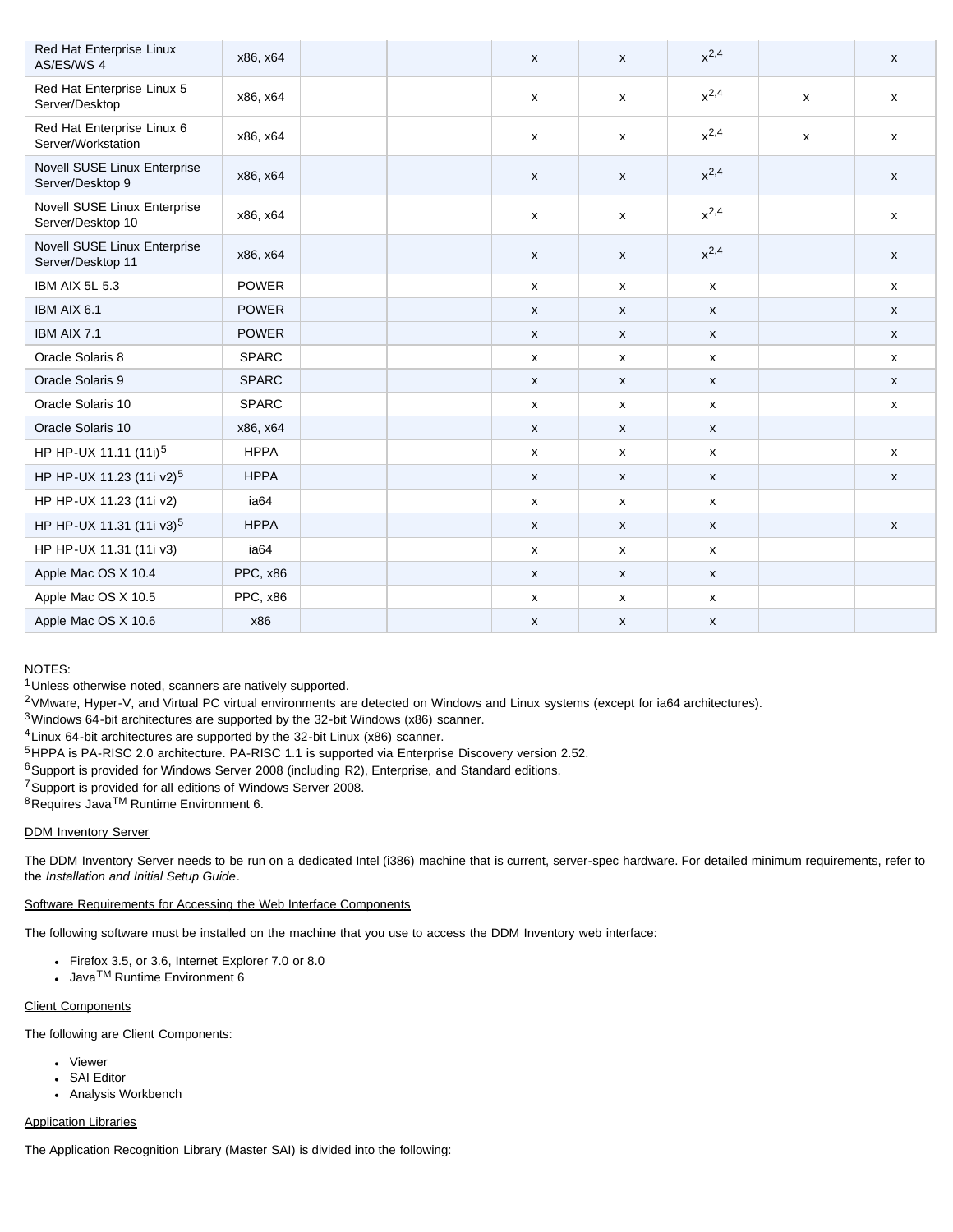| | | | | | | | | |
|---|---|---|---|---|---|---|---|---|
| Red Hat Enterprise Linux AS/ES/WS 4 | x86, x64 | | | x | x | x[2,4] | | x |
| Red Hat Enterprise Linux 5 Server/Desktop | x86, x64 | | | x | x | x[2,4] | x | x |
| Red Hat Enterprise Linux 6 Server/Workstation | x86, x64 | | | x | x | x[2,4] | x | x |
| Novell SUSE Linux Enterprise Server/Desktop 9 | x86, x64 | | | x | x | x[2,4] | | x |
| Novell SUSE Linux Enterprise Server/Desktop 10 | x86, x64 | | | x | x | x[2,4] | | x |
| Novell SUSE Linux Enterprise Server/Desktop 11 | x86, x64 | | | x | x | x[2,4] | | x |
| IBM AIX 5L 5.3 | POWER | | | x | x | x | | x |
| IBM AIX 6.1 | POWER | | | x | x | x | | x |
| IBM AIX 7.1 | POWER | | | x | x | x | | x |
| Oracle Solaris 8 | SPARC | | | x | x | x | | x |
| Oracle Solaris 9 | SPARC | | | x | x | x | | x |
| Oracle Solaris 10 | SPARC | | | x | x | x | | x |
| Oracle Solaris 10 | x86, x64 | | | x | x | x | | |
| HP HP-UX 11.11 (11i)[5] | HPPA | | | x | x | x | | x |
| HP HP-UX 11.23 (11i v2)[5] | HPPA | | | x | x | x | | x |
| HP HP-UX 11.23 (11i v2) | ia64 | | | x | x | x | | |
| HP HP-UX 11.31 (11i v3)[5] | HPPA | | | x | x | x | | x |
| HP HP-UX 11.31 (11i v3) | ia64 | | | x | x | x | | |
| Apple Mac OS X 10.4 | PPC, x86 | | | x | x | x | | |
| Apple Mac OS X 10.5 | PPC, x86 | | | x | x | x | | |
| Apple Mac OS X 10.6 | x86 | | | x | x | x | | |

NOTES:

[1] Unless otherwise noted, scanners are natively supported.
[2] VMware, Hyper-V, and Virtual PC virtual environments are detected on Windows and Linux systems (except for ia64 architectures).
[3] Windows 64-bit architectures are supported by the 32-bit Windows (x86) scanner.
[4] Linux 64-bit architectures are supported by the 32-bit Linux (x86) scanner.
[5] HPPA is PA-RISC 2.0 architecture. PA-RISC 1.1 is supported via Enterprise Discovery version 2.52.
[6] Support is provided for Windows Server 2008 (including R2), Enterprise, and Standard editions.
[7] Support is provided for all editions of Windows Server 2008.
[8] Requires Java™ Runtime Environment 6.

DDM Inventory Server

The DDM Inventory Server needs to be run on a dedicated Intel (i386) machine that is current, server-spec hardware. For detailed minimum requirements, refer to the *Installation and Initial Setup Guide*.

Software Requirements for Accessing the Web Interface Components

The following software must be installed on the machine that you use to access the DDM Inventory web interface:

- Firefox 3.5, or 3.6, Internet Explorer 7.0 or 8.0
- Java™ Runtime Environment 6

Client Components

The following are Client Components:

- Viewer
- SAI Editor
- Analysis Workbench

Application Libraries

The Application Recognition Library (Master SAI) is divided into the following: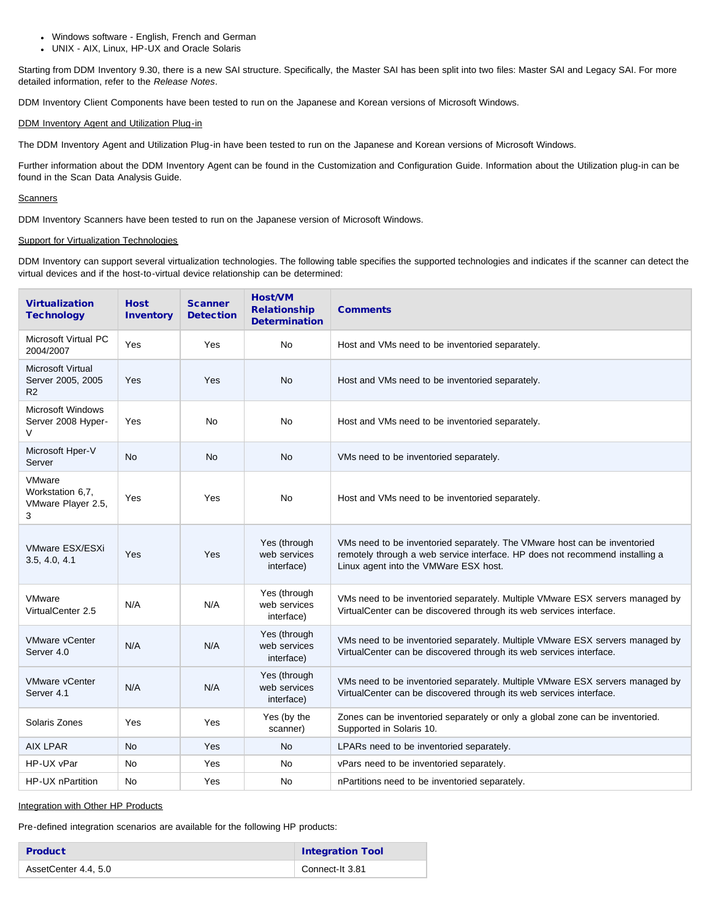- Windows software - English, French and German
- UNIX - AIX, Linux, HP-UX and Oracle Solaris

Starting from DDM Inventory 9.30, there is a new SAI structure. Specifically, the Master SAI has been split into two files: Master SAI and Legacy SAI. For more detailed information, refer to the *Release Notes*.

DDM Inventory Client Components have been tested to run on the Japanese and Korean versions of Microsoft Windows.

DDM Inventory Agent and Utilization Plug-in

The DDM Inventory Agent and Utilization Plug-in have been tested to run on the Japanese and Korean versions of Microsoft Windows.

Further information about the DDM Inventory Agent can be found in the Customization and Configuration Guide. Information about the Utilization plug-in can be found in the Scan Data Analysis Guide.

Scanners

DDM Inventory Scanners have been tested to run on the Japanese version of Microsoft Windows.

Support for Virtualization Technologies

DDM Inventory can support several virtualization technologies. The following table specifies the supported technologies and indicates if the scanner can detect the virtual devices and if the host-to-virtual device relationship can be determined:

| Virtualization Technology | Host Inventory | Scanner Detection | Host/VM Relationship Determination | Comments |
|---|---|---|---|---|
| Microsoft Virtual PC 2004/2007 | Yes | Yes | No | Host and VMs need to be inventoried separately. |
| Microsoft Virtual Server 2005, 2005 R2 | Yes | Yes | No | Host and VMs need to be inventoried separately. |
| Microsoft Windows Server 2008 Hyper-V | Yes | No | No | Host and VMs need to be inventoried separately. |
| Microsoft Hper-V Server | No | No | No | VMs need to be inventoried separately. |
| VMware Workstation 6,7, VMware Player 2.5, 3 | Yes | Yes | No | Host and VMs need to be inventoried separately. |
| VMware ESX/ESXi 3.5, 4.0, 4.1 | Yes | Yes | Yes (through web services interface) | VMs need to be inventoried separately. The VMware host can be inventoried remotely through a web service interface. HP does not recommend installing a Linux agent into the VMWare ESX host. |
| VMware VirtualCenter 2.5 | N/A | N/A | Yes (through web services interface) | VMs need to be inventoried separately. Multiple VMware ESX servers managed by VirtualCenter can be discovered through its web services interface. |
| VMware vCenter Server 4.0 | N/A | N/A | Yes (through web services interface) | VMs need to be inventoried separately. Multiple VMware ESX servers managed by VirtualCenter can be discovered through its web services interface. |
| VMware vCenter Server 4.1 | N/A | N/A | Yes (through web services interface) | VMs need to be inventoried separately. Multiple VMware ESX servers managed by VirtualCenter can be discovered through its web services interface. |
| Solaris Zones | Yes | Yes | Yes (by the scanner) | Zones can be inventoried separately or only a global zone can be inventoried. Supported in Solaris 10. |
| AIX LPAR | No | Yes | No | LPARs need to be inventoried separately. |
| HP-UX vPar | No | Yes | No | vPars need to be inventoried separately. |
| HP-UX nPartition | No | Yes | No | nPartitions need to be inventoried separately. |

Integration with Other HP Products

Pre-defined integration scenarios are available for the following HP products:

| Product | Integration Tool |
|---|---|
| AssetCenter 4.4, 5.0 | Connect-It 3.81 |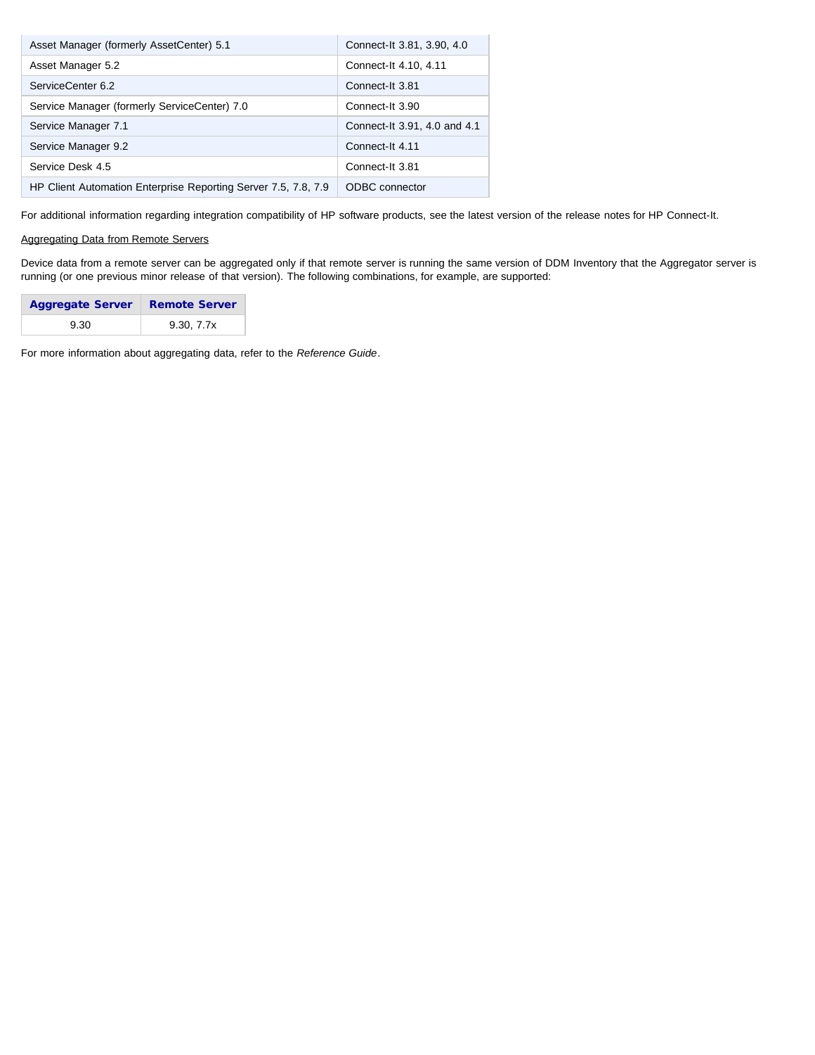| | |
|---|---|
| Asset Manager (formerly AssetCenter) 5.1 | Connect-It 3.81, 3.90, 4.0 |
| Asset Manager 5.2 | Connect-It 4.10, 4.11 |
| ServiceCenter 6.2 | Connect-It 3.81 |
| Service Manager (formerly ServiceCenter) 7.0 | Connect-It 3.90 |
| Service Manager 7.1 | Connect-It 3.91, 4.0 and 4.1 |
| Service Manager 9.2 | Connect-It 4.11 |
| Service Desk 4.5 | Connect-It 3.81 |
| HP Client Automation Enterprise Reporting Server 7.5, 7.8, 7.9 | ODBC connector |

For additional information regarding integration compatibility of HP software products, see the latest version of the release notes for HP Connect-It.

Aggregating Data from Remote Servers

Device data from a remote server can be aggregated only if that remote server is running the same version of DDM Inventory that the Aggregator server is running (or one previous minor release of that version). The following combinations, for example, are supported:

| Aggregate Server | Remote Server |
|---|---|
| 9.30 | 9.30, 7.7x |

For more information about aggregating data, refer to the *Reference Guide*.